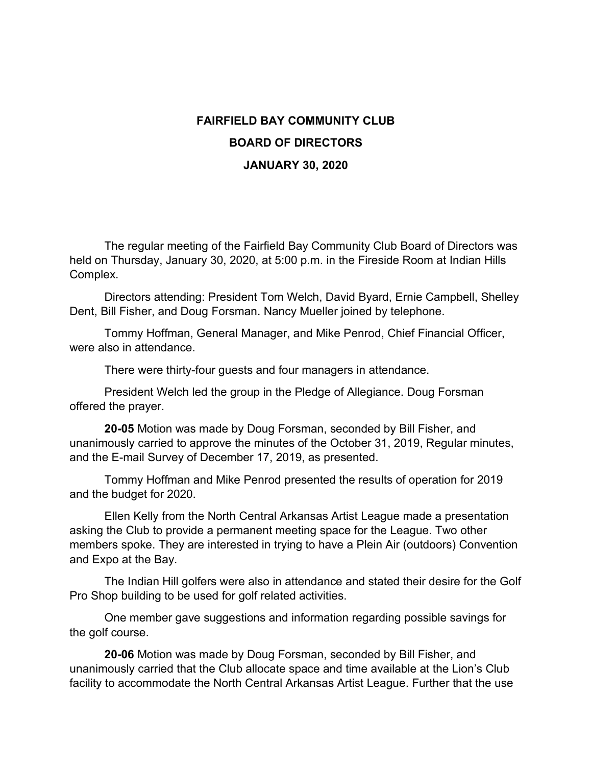# FAIRFIELD BAY COMMUNITY CLUB

## BOARD OF DIRECTORS

## JANUARY 30, 2020

The regular meeting of the Fairfield Bay Community Club Board of Directors was held on Thursday, January 30, 2020, at 5:00 p.m. in the Fireside Room at Indian Hills Complex.

Directors attending: President Tom Welch, David Byard, Ernie Campbell, Shelley Dent, Bill Fisher, and Doug Forsman. Nancy Mueller joined by telephone.

Tommy Hoffman, General Manager, and Mike Penrod, Chief Financial Officer, were also in attendance.

There were thirty-four guests and four managers in attendance.

President Welch led the group in the Pledge of Allegiance. Doug Forsman offered the prayer.

**20-05** Motion was made by Doug Forsman, seconded by Bill Fisher, and unanimously carried to approve the minutes of the October 31, 2019, Regular minutes, and the E-mail Survey of December 17, 2019, as presented.

Tommy Hoffman and Mike Penrod presented the results of operation for 2019 and the budget for 2020.

Ellen Kelly from the North Central Arkansas Artist League made a presentation asking the Club to provide a permanent meeting space for the League. Two other members spoke. They are interested in trying to have a Plein Air (outdoors) Convention and Expo at the Bay.

The Indian Hill golfers were also in attendance and stated their desire for the Golf Pro Shop building to be used for golf related activities.

One member gave suggestions and information regarding possible savings for the golf course.

**20-06** Motion was made by Doug Forsman, seconded by Bill Fisher, and unanimously carried that the Club allocate space and time available at the Lion's Club facility to accommodate the North Central Arkansas Artist League. Further that the use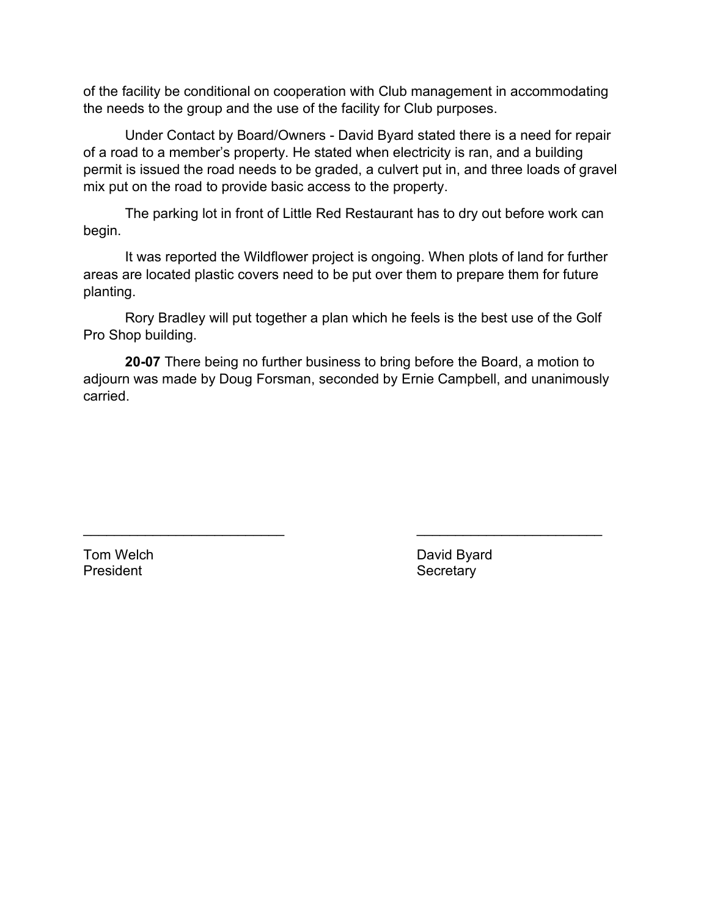of the facility be conditional on cooperation with Club management in accommodating the needs to the group and the use of the facility for Club purposes.

Under Contact by Board/Owners - David Byard stated there is a need for repair of a road to a member's property. He stated when electricity is ran, and a building permit is issued the road needs to be graded, a culvert put in, and three loads of gravel mix put on the road to provide basic access to the property.

The parking lot in front of Little Red Restaurant has to dry out before work can begin.

It was reported the Wildflower project is ongoing. When plots of land for further areas are located plastic covers need to be put over them to prepare them for future planting.

Rory Bradley will put together a plan which he feels is the best use of the Golf Pro Shop building.

**20-07** There being no further business to bring before the Board, a motion to adjourn was made by Doug Forsman, seconded by Ernie Campbell, and unanimously carried.

___________________________ ___________________________

Tom Welch
President

David Byard
Secretary